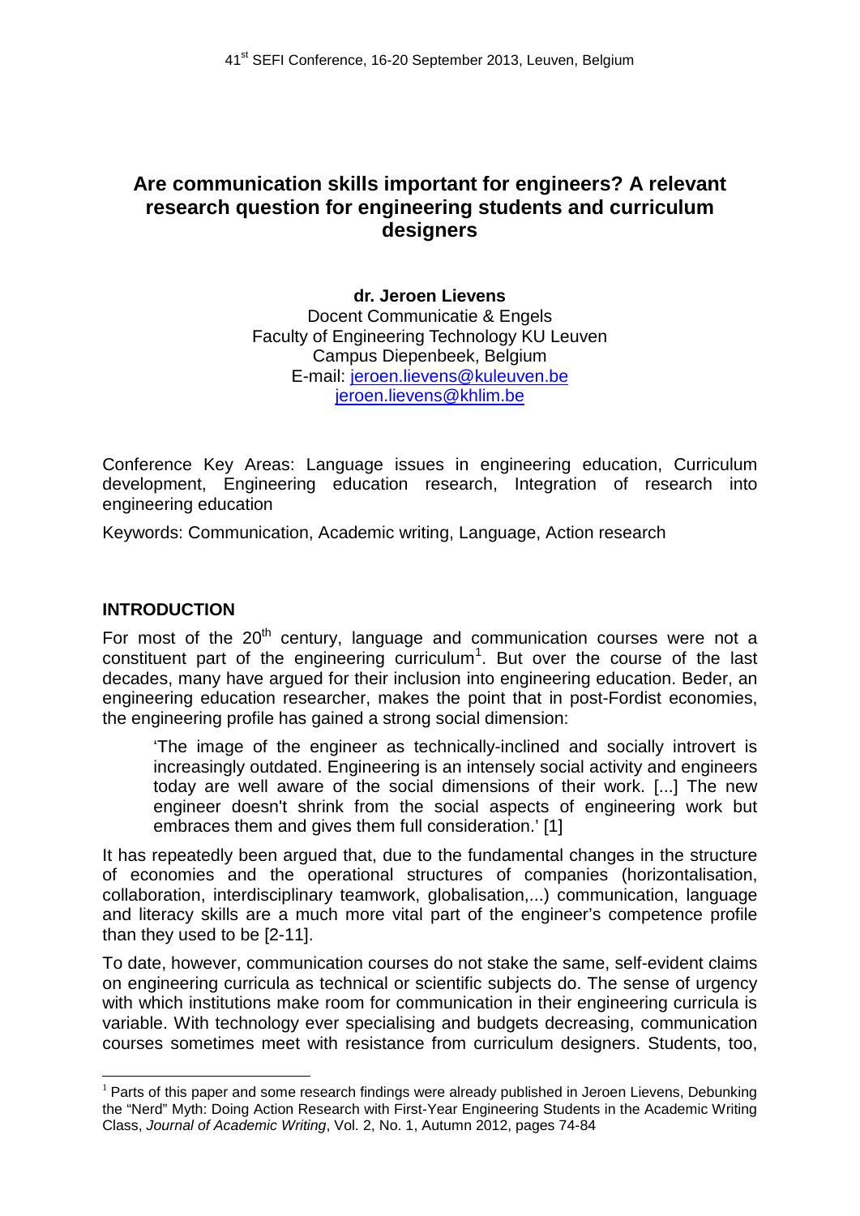# Are communication skills important for engineers? A relevant research question for engineering students and curriculum designers

**dr. Jeroen Lievens**
Docent Communicatie & Engels
Faculty of Engineering Technology KU Leuven
Campus Diepenbeek, Belgium
E-mail: jeroen.lievens@kuleuven.be
jeroen.lievens@khlim.be

Conference Key Areas: Language issues in engineering education, Curriculum development, Engineering education research, Integration of research into engineering education

Keywords: Communication, Academic writing, Language, Action research

## INTRODUCTION

For most of the 20th century, language and communication courses were not a constituent part of the engineering curriculum[1]. But over the course of the last decades, many have argued for their inclusion into engineering education. Beder, an engineering education researcher, makes the point that in post-Fordist economies, the engineering profile has gained a strong social dimension:

> 'The image of the engineer as technically-inclined and socially introvert is increasingly outdated. Engineering is an intensely social activity and engineers today are well aware of the social dimensions of their work. [...] The new engineer doesn't shrink from the social aspects of engineering work but embraces them and gives them full consideration.' [1]

It has repeatedly been argued that, due to the fundamental changes in the structure of economies and the operational structures of companies (horizontalisation, collaboration, interdisciplinary teamwork, globalisation,...) communication, language and literacy skills are a much more vital part of the engineer's competence profile than they used to be [2-11].

To date, however, communication courses do not stake the same, self-evident claims on engineering curricula as technical or scientific subjects do. The sense of urgency with which institutions make room for communication in their engineering curricula is variable. With technology ever specialising and budgets decreasing, communication courses sometimes meet with resistance from curriculum designers. Students, too,

[1] Parts of this paper and some research findings were already published in Jeroen Lievens, Debunking the "Nerd" Myth: Doing Action Research with First-Year Engineering Students in the Academic Writing Class, *Journal of Academic Writing*, Vol. 2, No. 1, Autumn 2012, pages 74-84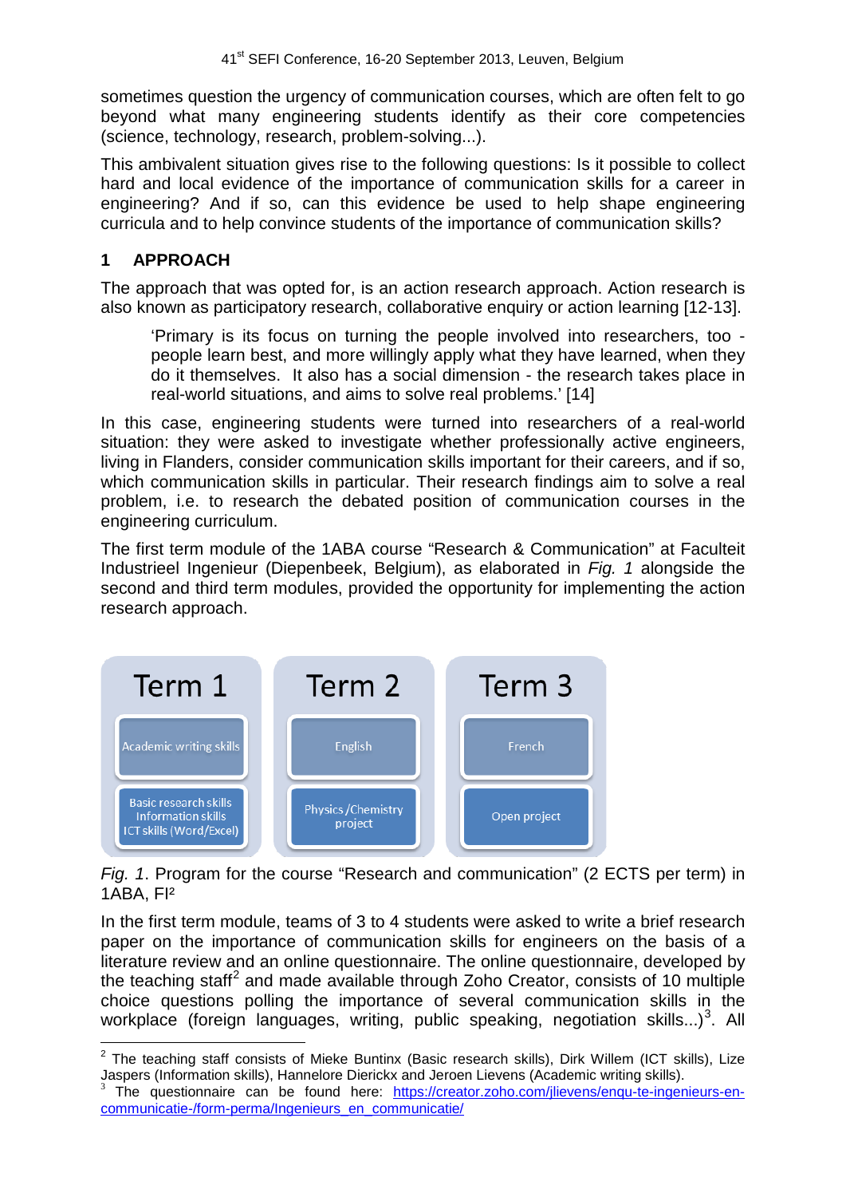sometimes question the urgency of communication courses, which are often felt to go beyond what many engineering students identify as their core competencies (science, technology, research, problem-solving...).

This ambivalent situation gives rise to the following questions: Is it possible to collect hard and local evidence of the importance of communication skills for a career in engineering? And if so, can this evidence be used to help shape engineering curricula and to help convince students of the importance of communication skills?

## 1 APPROACH

The approach that was opted for, is an action research approach. Action research is also known as participatory research, collaborative enquiry or action learning [12-13].

> 'Primary is its focus on turning the people involved into researchers, too - people learn best, and more willingly apply what they have learned, when they do it themselves. It also has a social dimension - the research takes place in real-world situations, and aims to solve real problems.' [14]

In this case, engineering students were turned into researchers of a real-world situation: they were asked to investigate whether professionally active engineers, living in Flanders, consider communication skills important for their careers, and if so, which communication skills in particular. Their research findings aim to solve a real problem, i.e. to research the debated position of communication courses in the engineering curriculum.

The first term module of the 1ABA course "Research & Communication" at Faculteit Industrieel Ingenieur (Diepenbeek, Belgium), as elaborated in *Fig. 1* alongside the second and third term modules, provided the opportunity for implementing the action research approach.

| Term 1 | Term 2 | Term 3 |
| --- | --- | --- |
| Academic writing skills | English | French |
| Basic research skills<br>Information skills<br>ICT skills (Word/Excel) | Physics /Chemistry project | Open project |

*Fig. 1*. Program for the course "Research and communication" (2 ECTS per term) in 1ABA, FI[2]

In the first term module, teams of 3 to 4 students were asked to write a brief research paper on the importance of communication skills for engineers on the basis of a literature review and an online questionnaire. The online questionnaire, developed by the teaching staff[2] and made available through Zoho Creator, consists of 10 multiple choice questions polling the importance of several communication skills in the workplace (foreign languages, writing, public speaking, negotiation skills...)[3]. All

---

[2] The teaching staff consists of Mieke Buntinx (Basic research skills), Dirk Willem (ICT skills), Lize Jaspers (Information skills), Hannelore Dierickx and Jeroen Lievens (Academic writing skills).

[3] The questionnaire can be found here: https://creator.zoho.com/jlievens/enqu-te-ingenieurs-en-communicatie-/form-perma/Ingenieurs_en_communicatie/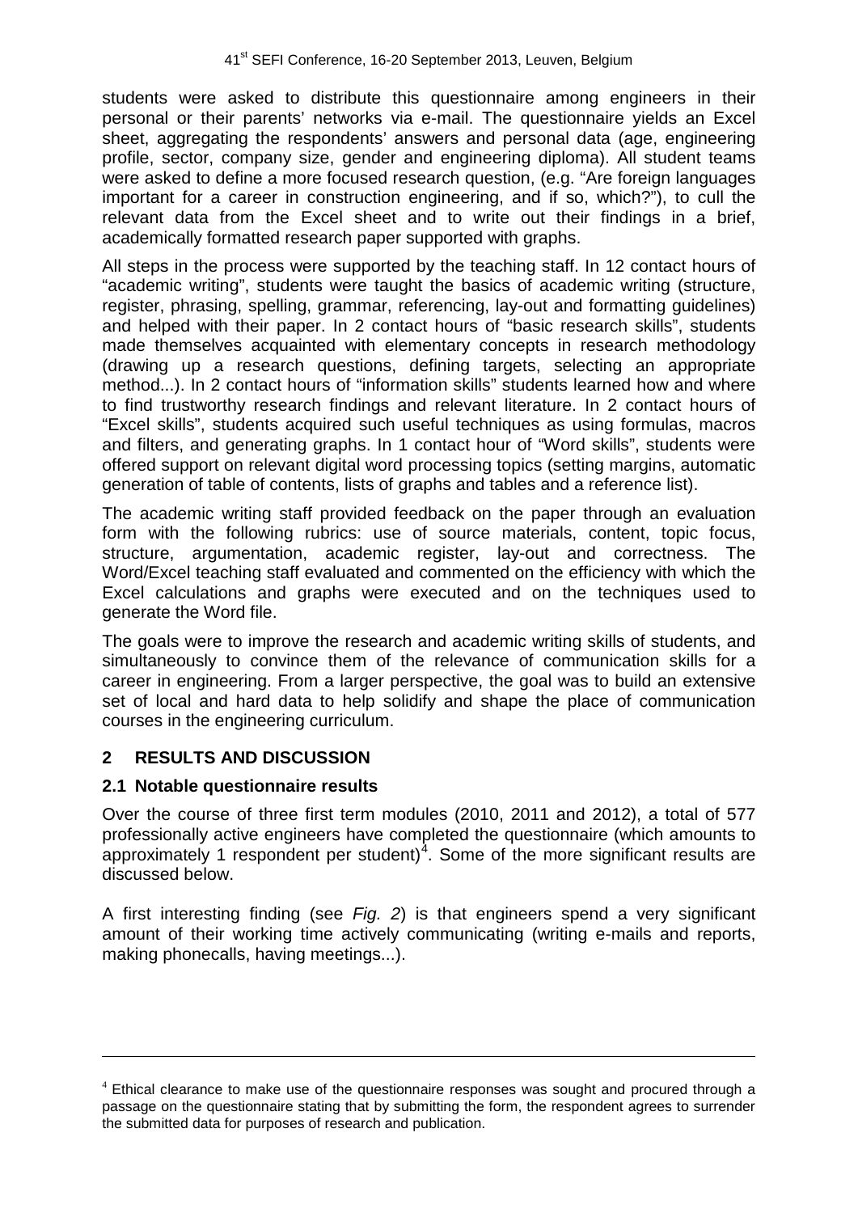students were asked to distribute this questionnaire among engineers in their personal or their parents' networks via e-mail. The questionnaire yields an Excel sheet, aggregating the respondents' answers and personal data (age, engineering profile, sector, company size, gender and engineering diploma). All student teams were asked to define a more focused research question, (e.g. "Are foreign languages important for a career in construction engineering, and if so, which?"), to cull the relevant data from the Excel sheet and to write out their findings in a brief, academically formatted research paper supported with graphs.

All steps in the process were supported by the teaching staff. In 12 contact hours of "academic writing", students were taught the basics of academic writing (structure, register, phrasing, spelling, grammar, referencing, lay-out and formatting guidelines) and helped with their paper. In 2 contact hours of "basic research skills", students made themselves acquainted with elementary concepts in research methodology (drawing up a research questions, defining targets, selecting an appropriate method...). In 2 contact hours of "information skills" students learned how and where to find trustworthy research findings and relevant literature. In 2 contact hours of "Excel skills", students acquired such useful techniques as using formulas, macros and filters, and generating graphs. In 1 contact hour of "Word skills", students were offered support on relevant digital word processing topics (setting margins, automatic generation of table of contents, lists of graphs and tables and a reference list).

The academic writing staff provided feedback on the paper through an evaluation form with the following rubrics: use of source materials, content, topic focus, structure, argumentation, academic register, lay-out and correctness. The Word/Excel teaching staff evaluated and commented on the efficiency with which the Excel calculations and graphs were executed and on the techniques used to generate the Word file.

The goals were to improve the research and academic writing skills of students, and simultaneously to convince them of the relevance of communication skills for a career in engineering. From a larger perspective, the goal was to build an extensive set of local and hard data to help solidify and shape the place of communication courses in the engineering curriculum.

## 2 RESULTS AND DISCUSSION

### 2.1 Notable questionnaire results

Over the course of three first term modules (2010, 2011 and 2012), a total of 577 professionally active engineers have completed the questionnaire (which amounts to approximately 1 respondent per student)[4]. Some of the more significant results are discussed below.

A first interesting finding (see *Fig. 2*) is that engineers spend a very significant amount of their working time actively communicating (writing e-mails and reports, making phonecalls, having meetings...).

---

[4] Ethical clearance to make use of the questionnaire responses was sought and procured through a passage on the questionnaire stating that by submitting the form, the respondent agrees to surrender the submitted data for purposes of research and publication.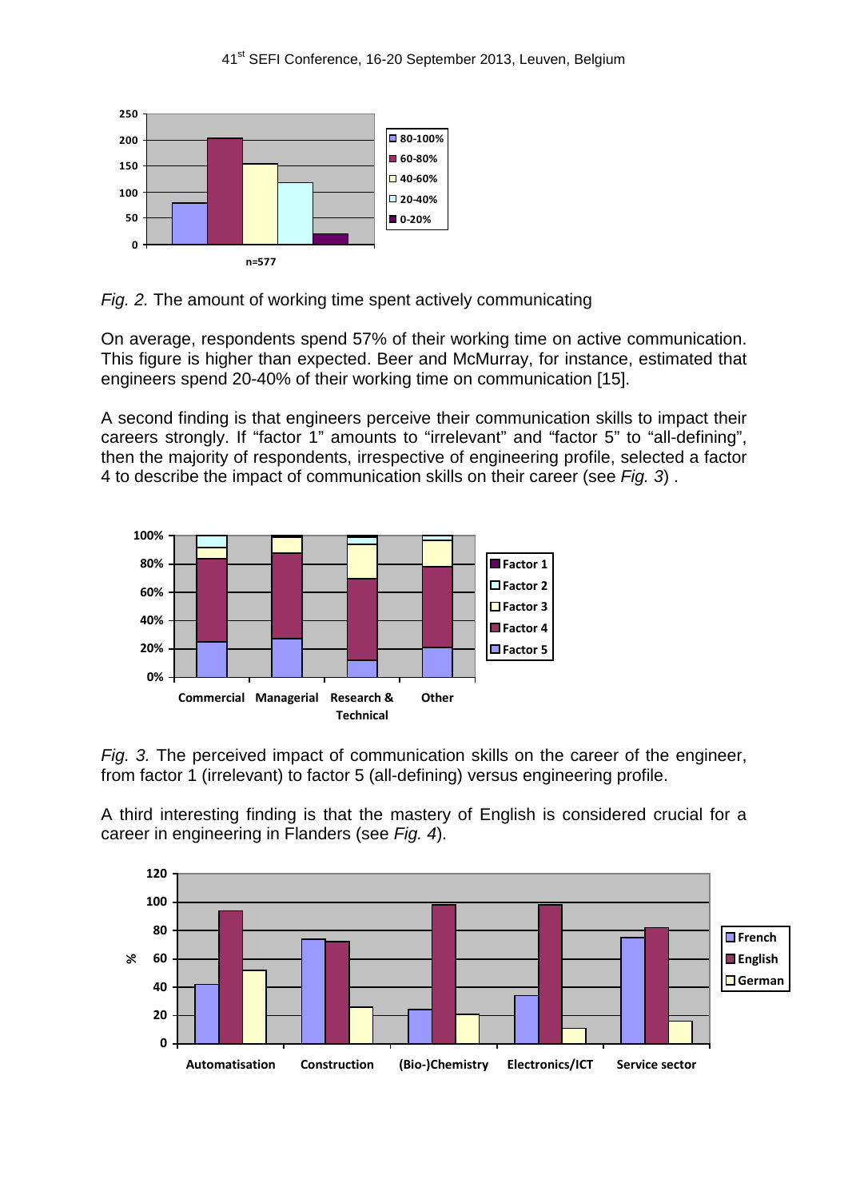*Fig. 2.* The amount of working time spent actively communicating

On average, respondents spend 57% of their working time on active communication. This figure is higher than expected. Beer and McMurray, for instance, estimated that engineers spend 20-40% of their working time on communication [15].

A second finding is that engineers perceive their communication skills to impact their careers strongly. If "factor 1" amounts to "irrelevant" and "factor 5" to "all-defining", then the majority of respondents, irrespective of engineering profile, selected a factor 4 to describe the impact of communication skills on their career (see *Fig. 3*) .

*Fig. 3.* The perceived impact of communication skills on the career of the engineer, from factor 1 (irrelevant) to factor 5 (all-defining) versus engineering profile.

A third interesting finding is that the mastery of English is considered crucial for a career in engineering in Flanders (see *Fig. 4*).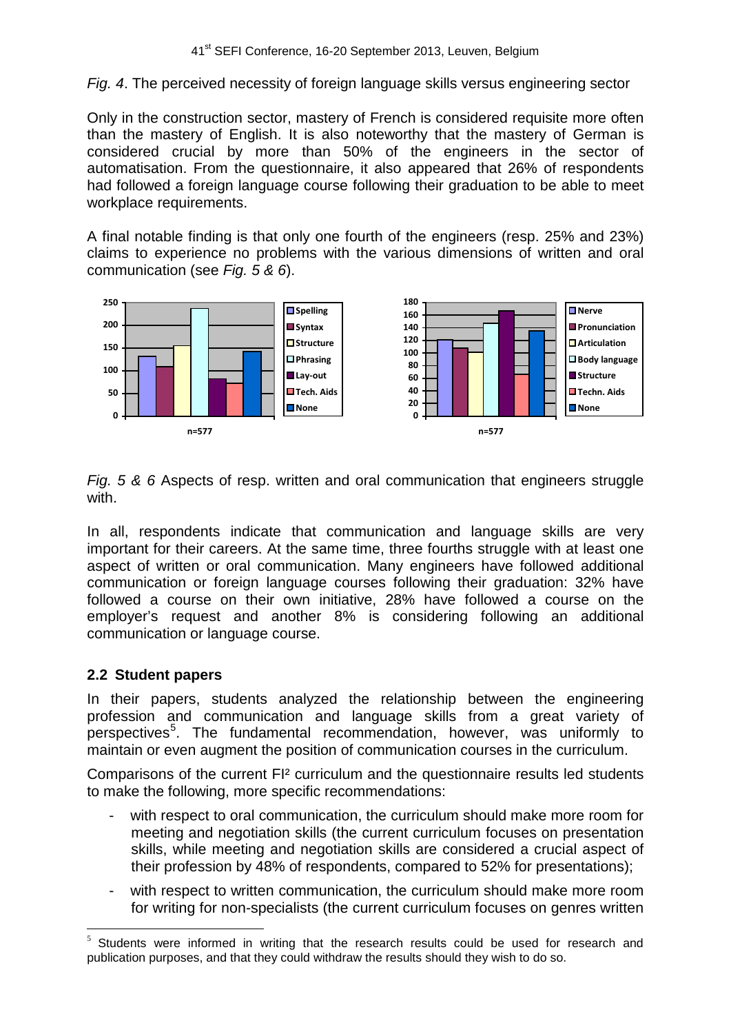*Fig. 4*. The perceived necessity of foreign language skills versus engineering sector

Only in the construction sector, mastery of French is considered requisite more often than the mastery of English. It is also noteworthy that the mastery of German is considered crucial by more than 50% of the engineers in the sector of automatisation. From the questionnaire, it also appeared that 26% of respondents had followed a foreign language course following their graduation to be able to meet workplace requirements.

A final notable finding is that only one fourth of the engineers (resp. 25% and 23%) claims to experience no problems with the various dimensions of written and oral communication (see *Fig. 5 & 6*).

*Fig. 5 & 6* Aspects of resp. written and oral communication that engineers struggle with.

In all, respondents indicate that communication and language skills are very important for their careers. At the same time, three fourths struggle with at least one aspect of written or oral communication. Many engineers have followed additional communication or foreign language courses following their graduation: 32% have followed a course on their own initiative, 28% have followed a course on the employer's request and another 8% is considering following an additional communication or language course.

## 2.2 Student papers

In their papers, students analyzed the relationship between the engineering profession and communication and language skills from a great variety of perspectives[5]. The fundamental recommendation, however, was uniformly to maintain or even augment the position of communication courses in the curriculum.

Comparisons of the current FI² curriculum and the questionnaire results led students to make the following, more specific recommendations:

- with respect to oral communication, the curriculum should make more room for meeting and negotiation skills (the current curriculum focuses on presentation skills, while meeting and negotiation skills are considered a crucial aspect of their profession by 48% of respondents, compared to 52% for presentations);
- with respect to written communication, the curriculum should make more room for writing for non-specialists (the current curriculum focuses on genres written

[5] Students were informed in writing that the research results could be used for research and publication purposes, and that they could withdraw the results should they wish to do so.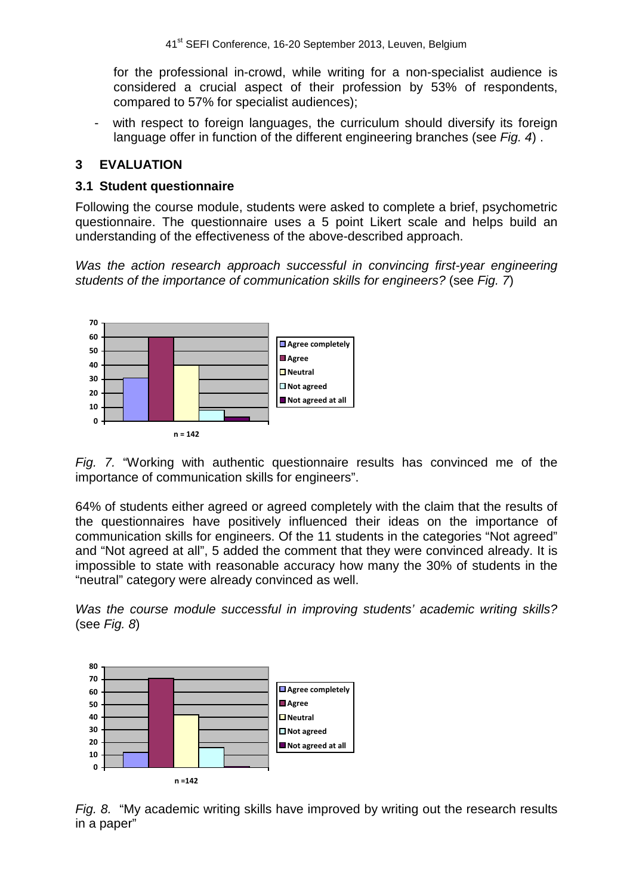for the professional in-crowd, while writing for a non-specialist audience is considered a crucial aspect of their profession by 53% of respondents, compared to 57% for specialist audiences);

- with respect to foreign languages, the curriculum should diversify its foreign language offer in function of the different engineering branches (see *Fig. 4*) .

## 3 EVALUATION

### 3.1 Student questionnaire

Following the course module, students were asked to complete a brief, psychometric questionnaire. The questionnaire uses a 5 point Likert scale and helps build an understanding of the effectiveness of the above-described approach.

*Was the action research approach successful in convincing first-year engineering students of the importance of communication skills for engineers?* (see *Fig. 7*)

*Fig. 7.* "Working with authentic questionnaire results has convinced me of the importance of communication skills for engineers".

64% of students either agreed or agreed completely with the claim that the results of the questionnaires have positively influenced their ideas on the importance of communication skills for engineers. Of the 11 students in the categories "Not agreed" and "Not agreed at all", 5 added the comment that they were convinced already. It is impossible to state with reasonable accuracy how many the 30% of students in the "neutral" category were already convinced as well.

*Was the course module successful in improving students' academic writing skills?* (see *Fig. 8*)

*Fig. 8.* "My academic writing skills have improved by writing out the research results in a paper"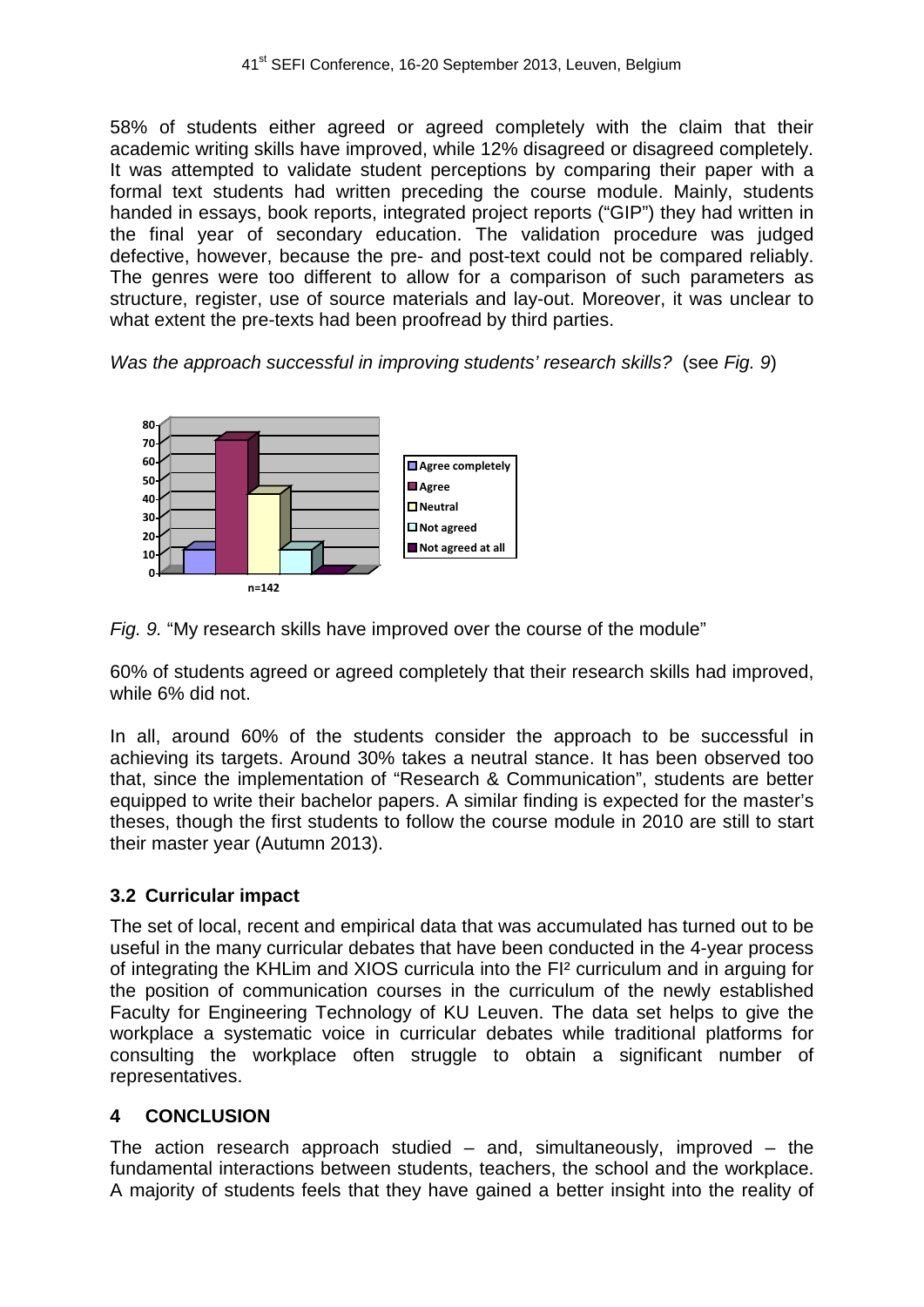58% of students either agreed or agreed completely with the claim that their academic writing skills have improved, while 12% disagreed or disagreed completely. It was attempted to validate student perceptions by comparing their paper with a formal text students had written preceding the course module. Mainly, students handed in essays, book reports, integrated project reports ("GIP") they had written in the final year of secondary education. The validation procedure was judged defective, however, because the pre- and post-text could not be compared reliably. The genres were too different to allow for a comparison of such parameters as structure, register, use of source materials and lay-out. Moreover, it was unclear to what extent the pre-texts had been proofread by third parties.

*Was the approach successful in improving students' research skills?* (see *Fig. 9*)

*Fig. 9.* "My research skills have improved over the course of the module"

60% of students agreed or agreed completely that their research skills had improved, while 6% did not.

In all, around 60% of the students consider the approach to be successful in achieving its targets. Around 30% takes a neutral stance. It has been observed too that, since the implementation of "Research & Communication", students are better equipped to write their bachelor papers. A similar finding is expected for the master's theses, though the first students to follow the course module in 2010 are still to start their master year (Autumn 2013).

### 3.2 Curricular impact

The set of local, recent and empirical data that was accumulated has turned out to be useful in the many curricular debates that have been conducted in the 4-year process of integrating the KHLim and XIOS curricula into the FI² curriculum and in arguing for the position of communication courses in the curriculum of the newly established Faculty for Engineering Technology of KU Leuven. The data set helps to give the workplace a systematic voice in curricular debates while traditional platforms for consulting the workplace often struggle to obtain a significant number of representatives.

## 4 CONCLUSION

The action research approach studied – and, simultaneously, improved – the fundamental interactions between students, teachers, the school and the workplace. A majority of students feels that they have gained a better insight into the reality of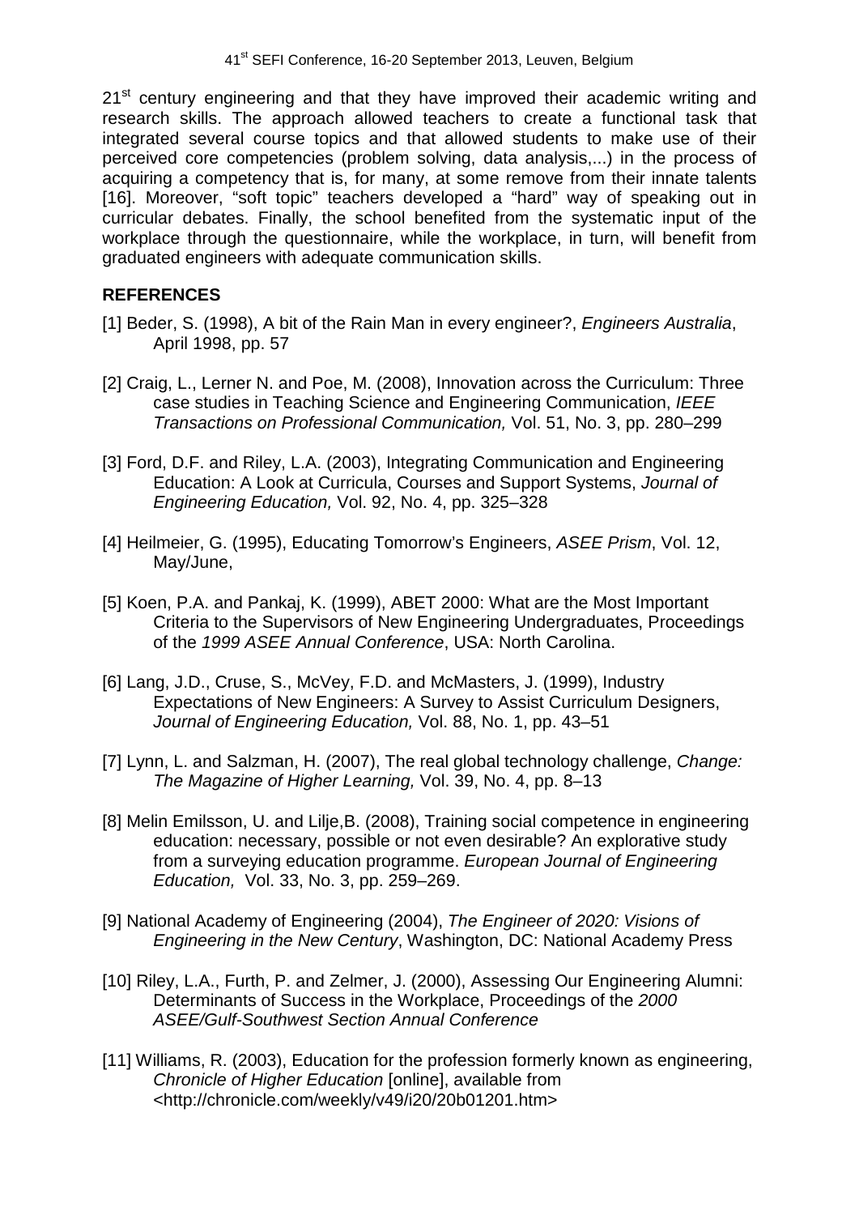21st century engineering and that they have improved their academic writing and research skills. The approach allowed teachers to create a functional task that integrated several course topics and that allowed students to make use of their perceived core competencies (problem solving, data analysis,...) in the process of acquiring a competency that is, for many, at some remove from their innate talents [16]. Moreover, "soft topic" teachers developed a "hard" way of speaking out in curricular debates. Finally, the school benefited from the systematic input of the workplace through the questionnaire, while the workplace, in turn, will benefit from graduated engineers with adequate communication skills.

## REFERENCES

[1] Beder, S. (1998), A bit of the Rain Man in every engineer?, *Engineers Australia*, April 1998, pp. 57

[2] Craig, L., Lerner N. and Poe, M. (2008), Innovation across the Curriculum: Three case studies in Teaching Science and Engineering Communication, *IEEE Transactions on Professional Communication,* Vol. 51, No. 3, pp. 280–299

[3] Ford, D.F. and Riley, L.A. (2003), Integrating Communication and Engineering Education: A Look at Curricula, Courses and Support Systems, *Journal of Engineering Education,* Vol. 92, No. 4, pp. 325–328

[4] Heilmeier, G. (1995), Educating Tomorrow's Engineers, *ASEE Prism*, Vol. 12, May/June,

[5] Koen, P.A. and Pankaj, K. (1999), ABET 2000: What are the Most Important Criteria to the Supervisors of New Engineering Undergraduates, Proceedings of the *1999 ASEE Annual Conference*, USA: North Carolina.

[6] Lang, J.D., Cruse, S., McVey, F.D. and McMasters, J. (1999), Industry Expectations of New Engineers: A Survey to Assist Curriculum Designers, *Journal of Engineering Education,* Vol. 88, No. 1, pp. 43–51

[7] Lynn, L. and Salzman, H. (2007), The real global technology challenge, *Change: The Magazine of Higher Learning,* Vol. 39, No. 4, pp. 8–13

[8] Melin Emilsson, U. and Lilje,B. (2008), Training social competence in engineering education: necessary, possible or not even desirable? An explorative study from a surveying education programme. *European Journal of Engineering Education,* Vol. 33, No. 3, pp. 259–269.

[9] National Academy of Engineering (2004), *The Engineer of 2020: Visions of Engineering in the New Century*, Washington, DC: National Academy Press

[10] Riley, L.A., Furth, P. and Zelmer, J. (2000), Assessing Our Engineering Alumni: Determinants of Success in the Workplace, Proceedings of the *2000 ASEE/Gulf-Southwest Section Annual Conference*

[11] Williams, R. (2003), Education for the profession formerly known as engineering, *Chronicle of Higher Education* [online], available from <http://chronicle.com/weekly/v49/i20/20b01201.htm>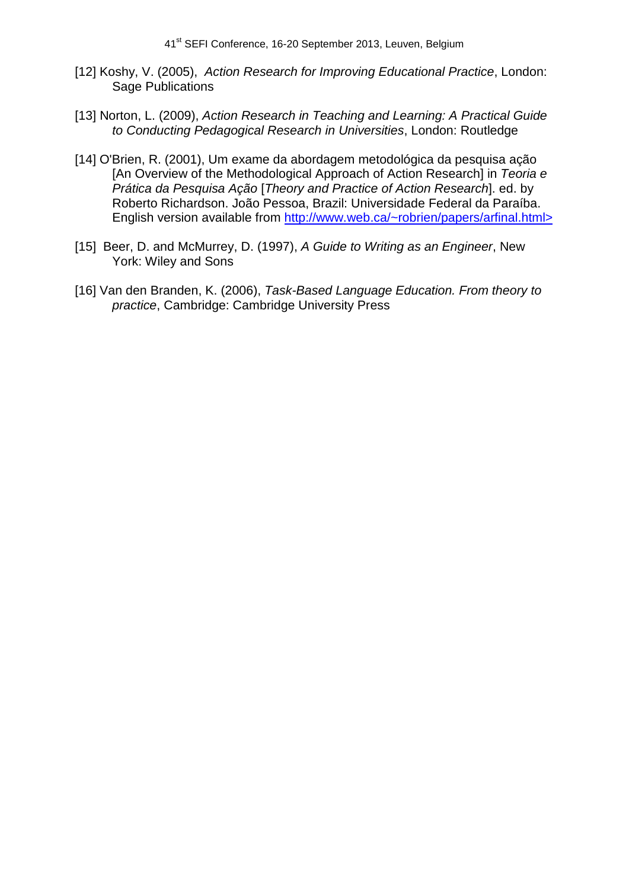[12] Koshy, V. (2005), *Action Research for Improving Educational Practice*, London: Sage Publications

[13] Norton, L. (2009), *Action Research in Teaching and Learning: A Practical Guide to Conducting Pedagogical Research in Universities*, London: Routledge

[14] O'Brien, R. (2001), Um exame da abordagem metodológica da pesquisa ação [An Overview of the Methodological Approach of Action Research] in *Teoria e Prática da Pesquisa Ação* [*Theory and Practice of Action Research*]. ed. by Roberto Richardson. João Pessoa, Brazil: Universidade Federal da Paraíba. English version available from http://www.web.ca/~robrien/papers/arfinal.html>

[15] Beer, D. and McMurrey, D. (1997), *A Guide to Writing as an Engineer*, New York: Wiley and Sons

[16] Van den Branden, K. (2006), *Task-Based Language Education. From theory to practice*, Cambridge: Cambridge University Press